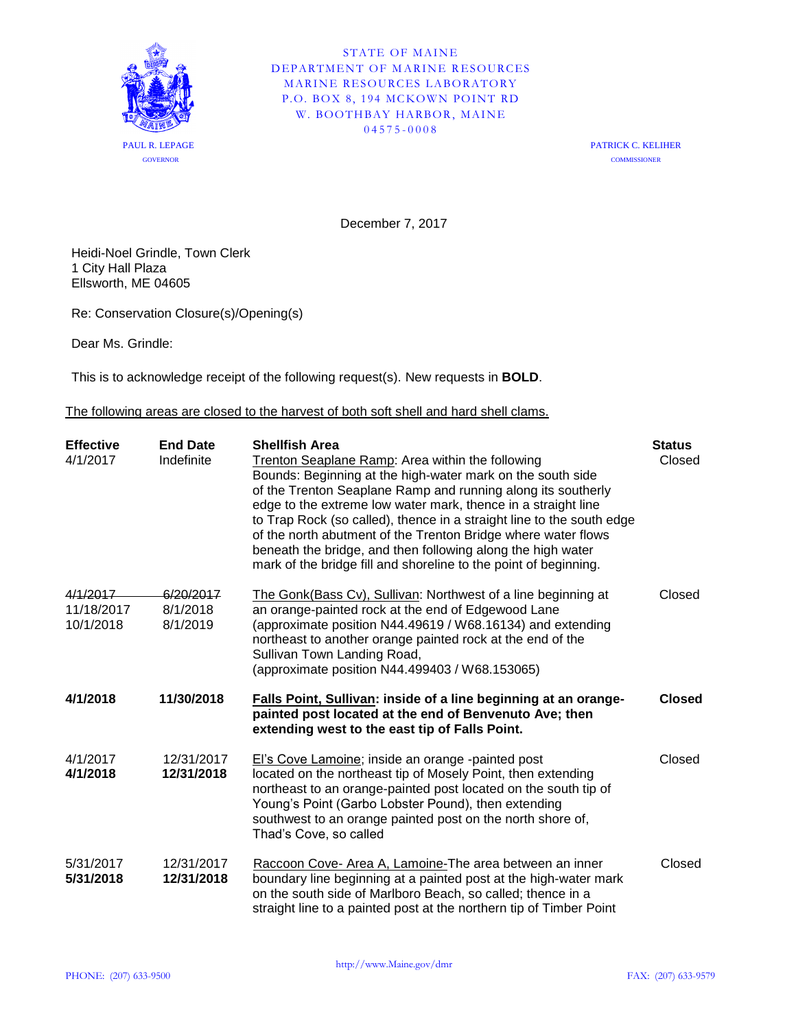STATE OF MAINE
DEPARTMENT OF MARINE RESOURCES
MARINE RESOURCES LABORATORY
P.O. BOX 8, 194 MCKOWN POINT RD
W. BOOTHBAY HARBOR, MAINE
04575-0008

PAUL R. LEPAGE
GOVERNOR

PATRICK C. KELIHER
COMMISSIONER

December 7, 2017

Heidi-Noel Grindle, Town Clerk
1 City Hall Plaza
Ellsworth, ME 04605

Re: Conservation Closure(s)/Opening(s)

Dear Ms. Grindle:

This is to acknowledge receipt of the following request(s). New requests in **BOLD**.

The following areas are closed to the harvest of both soft shell and hard shell clams.

| Effective | End Date | Shellfish Area | Status |
|---|---|---|---|
| 4/1/2017 | Indefinite | Trenton Seaplane Ramp: Area within the following Bounds: Beginning at the high-water mark on the south side of the Trenton Seaplane Ramp and running along its southerly edge to the extreme low water mark, thence in a straight line to Trap Rock (so called), thence in a straight line to the south edge of the north abutment of the Trenton Bridge where water flows beneath the bridge, and then following along the high water mark of the bridge fill and shoreline to the point of beginning. | Closed |
| ~~4/1/2017~~<br>11/18/2017<br>10/1/2018 | ~~6/20/2017~~<br>8/1/2018<br>8/1/2019 | The Gonk(Bass Cv), Sullivan: Northwest of a line beginning at an orange-painted rock at the end of Edgewood Lane (approximate position N44.49619 / W68.16134) and extending northeast to another orange painted rock at the end of the Sullivan Town Landing Road, (approximate position N44.499403 / W68.153065) | Closed |
| **4/1/2018** | **11/30/2018** | **Falls Point, Sullivan: inside of a line beginning at an orange-painted post located at the end of Benvenuto Ave; then extending west to the east tip of Falls Point.** | **Closed** |
| 4/1/2017<br>**4/1/2018** | 12/31/2017<br>**12/31/2018** | El's Cove Lamoine; inside an orange -painted post located on the northeast tip of Mosely Point, then extending northeast to an orange-painted post located on the south tip of Young's Point (Garbo Lobster Pound), then extending southwest to an orange painted post on the north shore of, Thad's Cove, so called | Closed |
| 5/31/2017<br>**5/31/2018** | 12/31/2017<br>**12/31/2018** | Raccoon Cove- Area A, Lamoine-The area between an inner boundary line beginning at a painted post at the high-water mark on the south side of Marlboro Beach, so called; thence in a straight line to a painted post at the northern tip of Timber Point | Closed |

http://www.Maine.gov/dmr

PHONE: (207) 633-9500 FAX: (207) 633-9579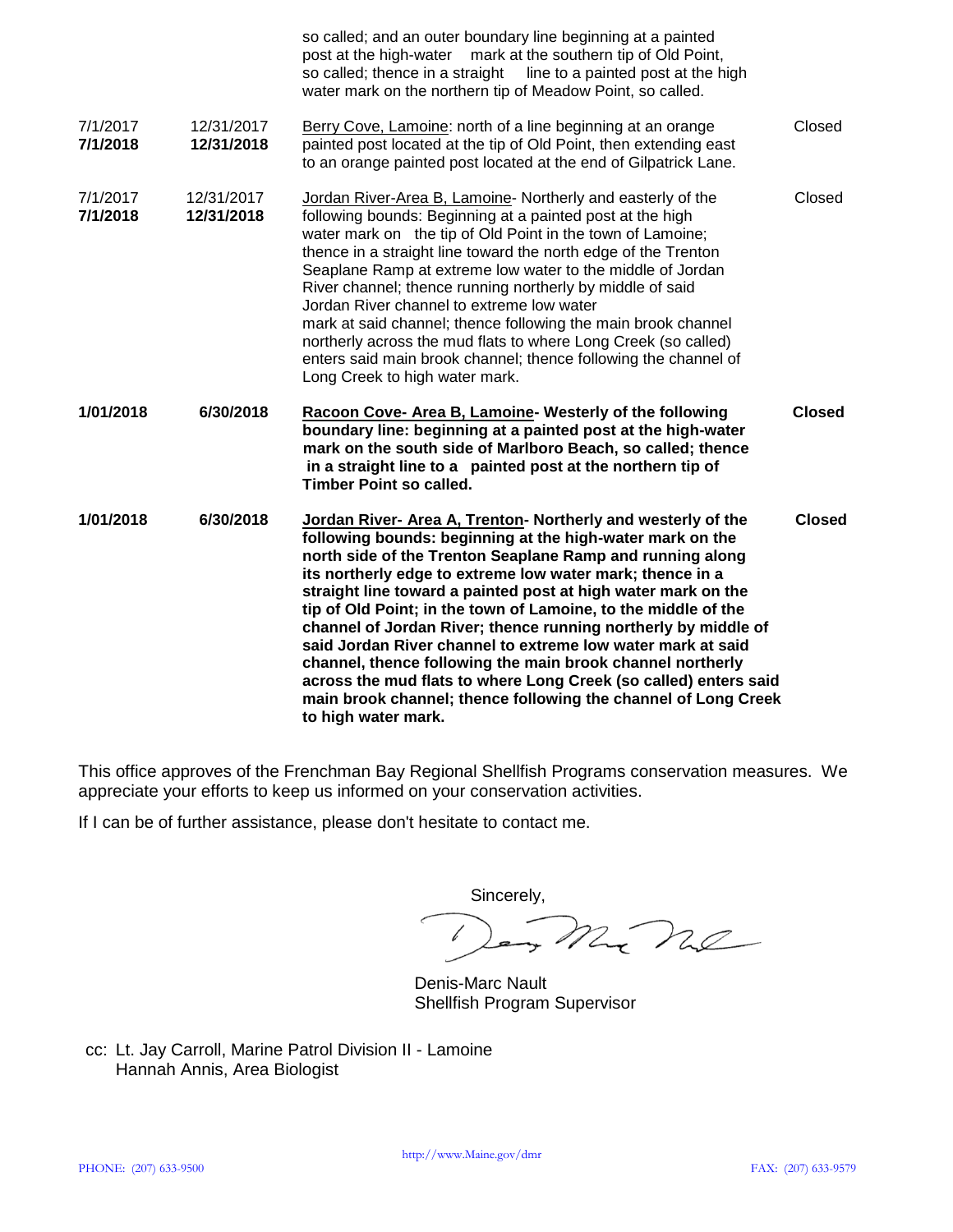| | | | |
|---|---|---|---|
| | | so called; and an outer boundary line beginning at a painted post at the high-water mark at the southern tip of Old Point, so called; thence in a straight line to a painted post at the high water mark on the northern tip of Meadow Point, so called. | |
| 7/1/2017<br>**7/1/2018** | 12/31/2017<br>**12/31/2018** | <u>Berry Cove, Lamoine</u>: north of a line beginning at an orange painted post located at the tip of Old Point, then extending east to an orange painted post located at the end of Gilpatrick Lane. | Closed |
| 7/1/2017<br>**7/1/2018** | 12/31/2017<br>**12/31/2018** | <u>Jordan River-Area B, Lamoine</u>- Northerly and easterly of the following bounds: Beginning at a painted post at the high water mark on the tip of Old Point in the town of Lamoine; thence in a straight line toward the north edge of the Trenton Seaplane Ramp at extreme low water to the middle of Jordan River channel; thence running northerly by middle of said Jordan River channel to extreme low water mark at said channel; thence following the main brook channel northerly across the mud flats to where Long Creek (so called) enters said main brook channel; thence following the channel of Long Creek to high water mark. | Closed |
| **1/01/2018** | **6/30/2018** | **<u>Racoon Cove- Area B, Lamoine</u>- Westerly of the following boundary line: beginning at a painted post at the high-water mark on the south side of Marlboro Beach, so called; thence in a straight line to a painted post at the northern tip of Timber Point so called.** | **Closed** |
| **1/01/2018** | **6/30/2018** | **<u>Jordan River- Area A, Trenton</u>- Northerly and westerly of the following bounds: beginning at the high-water mark on the north side of the Trenton Seaplane Ramp and running along its northerly edge to extreme low water mark; thence in a straight line toward a painted post at high water mark on the tip of Old Point; in the town of Lamoine, to the middle of the channel of Jordan River; thence running northerly by middle of said Jordan River channel to extreme low water mark at said channel, thence following the main brook channel northerly across the mud flats to where Long Creek (so called) enters said main brook channel; thence following the channel of Long Creek to high water mark.** | **Closed** |

This office approves of the Frenchman Bay Regional Shellfish Programs conservation measures. We appreciate your efforts to keep us informed on your conservation activities.

If I can be of further assistance, please don't hesitate to contact me.

Sincerely,

Denis-Marc Nault
Shellfish Program Supervisor

cc: Lt. Jay Carroll, Marine Patrol Division II - Lamoine
Hannah Annis, Area Biologist

PHONE: (207) 633-9500 http://www.Maine.gov/dmr FAX: (207) 633-9579